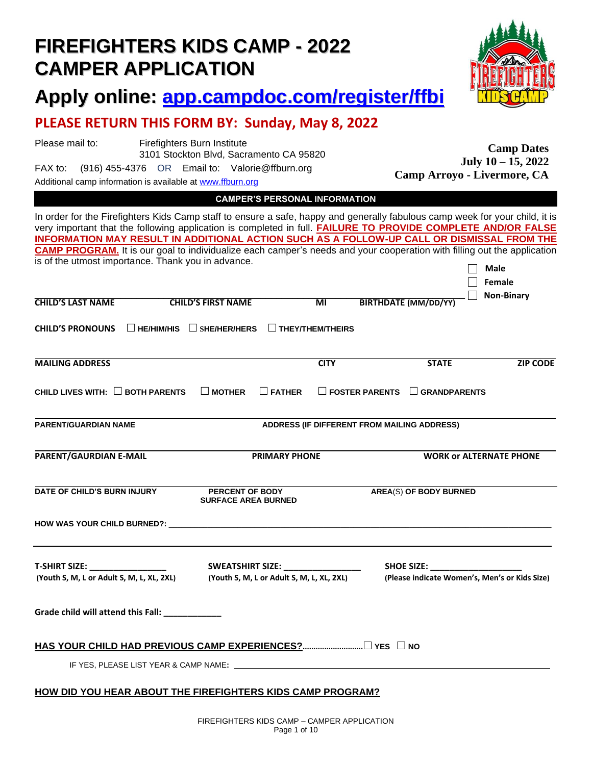# FIREFIGHTERS KIDS CAMP - 2022
# CAMPER APPLICATION

## Apply online: app.campdoc.com/register/ffbi

## PLEASE RETURN THIS FORM BY: Sunday, May 8, 2022

Please mail to: Firefighters Burn Institute
3101 Stockton Blvd, Sacramento CA 95820

FAX to: (916) 455-4376 OR Email to: Valorie@ffburn.org

Additional camp information is available at www.ffburn.org

**Camp Dates**
**July 10 – 15, 2022**
**Camp Arroyo - Livermore, CA**

**CAMPER'S PERSONAL INFORMATION**

In order for the Firefighters Kids Camp staff to ensure a safe, happy and generally fabulous camp week for your child, it is very important that the following application is completed in full. **FAILURE TO PROVIDE COMPLETE AND/OR FALSE INFORMATION MAY RESULT IN ADDITIONAL ACTION SUCH AS A FOLLOW-UP CALL OR DISMISSAL FROM THE CAMP PROGRAM.** It is our goal to individualize each camper's needs and your cooperation with filling out the application is of the utmost importance. Thank you in advance.

☐ **Male**
☐ **Female**
☐ **Non-Binary**

**CHILD'S LAST NAME** | **CHILD'S FIRST NAME** | **MI** | **BIRTHDATE (MM/DD/YY)**

**CHILD'S PRONOUNS** ☐ **HE/HIM/HIS** ☐ **SHE/HER/HERS** ☐ **THEY/THEM/THEIRS**

**MAILING ADDRESS** | **CITY** | **STATE** | **ZIP CODE**

**CHILD LIVES WITH:** ☐ **BOTH PARENTS** ☐ **MOTHER** ☐ **FATHER** ☐ **FOSTER PARENTS** ☐ **GRANDPARENTS**

**PARENT/GUARDIAN NAME** | **ADDRESS (IF DIFFERENT FROM MAILING ADDRESS)**

**PARENT/GAURDIAN E-MAIL** | **PRIMARY PHONE** | **WORK or ALTERNATE PHONE**

**DATE OF CHILD'S BURN INJURY** | **PERCENT OF BODY SURFACE AREA BURNED** | **AREA(S) OF BODY BURNED**

**HOW WAS YOUR CHILD BURNED?:** ____________________

**T-SHIRT SIZE:** ______________
(Youth S, M, L or Adult S, M, L, XL, 2XL)

**SWEATSHIRT SIZE:** ______________
(Youth S, M, L or Adult S, M, L, XL, 2XL)

**SHOE SIZE:** ______________
(Please indicate Women's, Men's or Kids Size)

**Grade child will attend this Fall:** ____________

**HAS YOUR CHILD HAD PREVIOUS CAMP EXPERIENCES?**............................☐ **YES** ☐ **NO**

IF YES, PLEASE LIST YEAR & CAMP NAME: ____________________

**HOW DID YOU HEAR ABOUT THE FIREFIGHTERS KIDS CAMP PROGRAM?**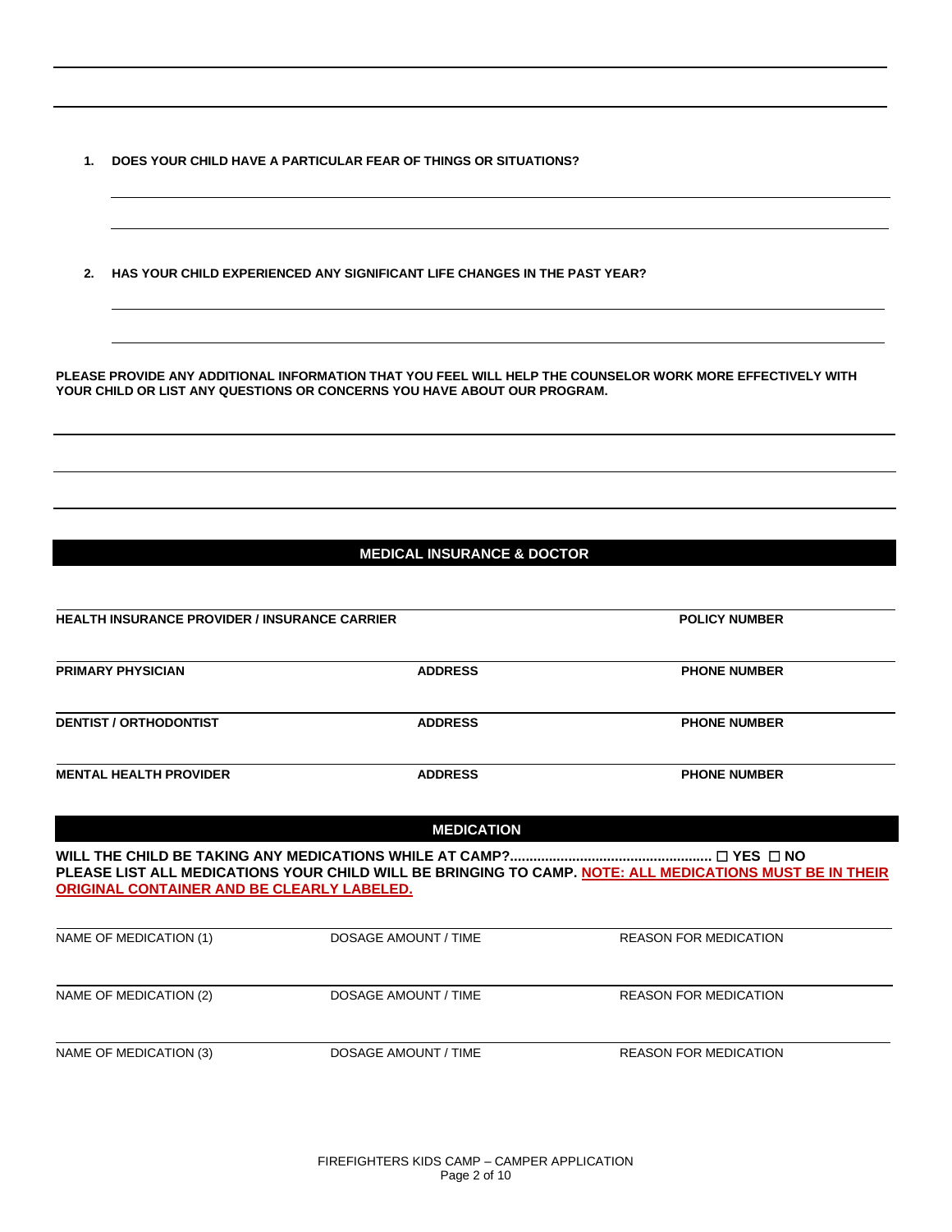1. **DOES YOUR CHILD HAVE A PARTICULAR FEAR OF THINGS OR SITUATIONS?**

2. **HAS YOUR CHILD EXPERIENCED ANY SIGNIFICANT LIFE CHANGES IN THE PAST YEAR?**

**PLEASE PROVIDE ANY ADDITIONAL INFORMATION THAT YOU FEEL WILL HELP THE COUNSELOR WORK MORE EFFECTIVELY WITH YOUR CHILD OR LIST ANY QUESTIONS OR CONCERNS YOU HAVE ABOUT OUR PROGRAM.**

## MEDICAL INSURANCE & DOCTOR

| **HEALTH INSURANCE PROVIDER / INSURANCE CARRIER** | | **POLICY NUMBER** |
|---|---|---|
| **PRIMARY PHYSICIAN** | **ADDRESS** | **PHONE NUMBER** |
| **DENTIST / ORTHODONTIST** | **ADDRESS** | **PHONE NUMBER** |
| **MENTAL HEALTH PROVIDER** | **ADDRESS** | **PHONE NUMBER** |

## MEDICATION

**WILL THE CHILD BE TAKING ANY MEDICATIONS WHILE AT CAMP?.................................................. ☐ YES ☐ NO**

**PLEASE LIST ALL MEDICATIONS YOUR CHILD WILL BE BRINGING TO CAMP. NOTE: ALL MEDICATIONS MUST BE IN THEIR ORIGINAL CONTAINER AND BE CLEARLY LABELED.**

| NAME OF MEDICATION (1) | DOSAGE AMOUNT / TIME | REASON FOR MEDICATION |
|---|---|---|
| NAME OF MEDICATION (2) | DOSAGE AMOUNT / TIME | REASON FOR MEDICATION |
| NAME OF MEDICATION (3) | DOSAGE AMOUNT / TIME | REASON FOR MEDICATION |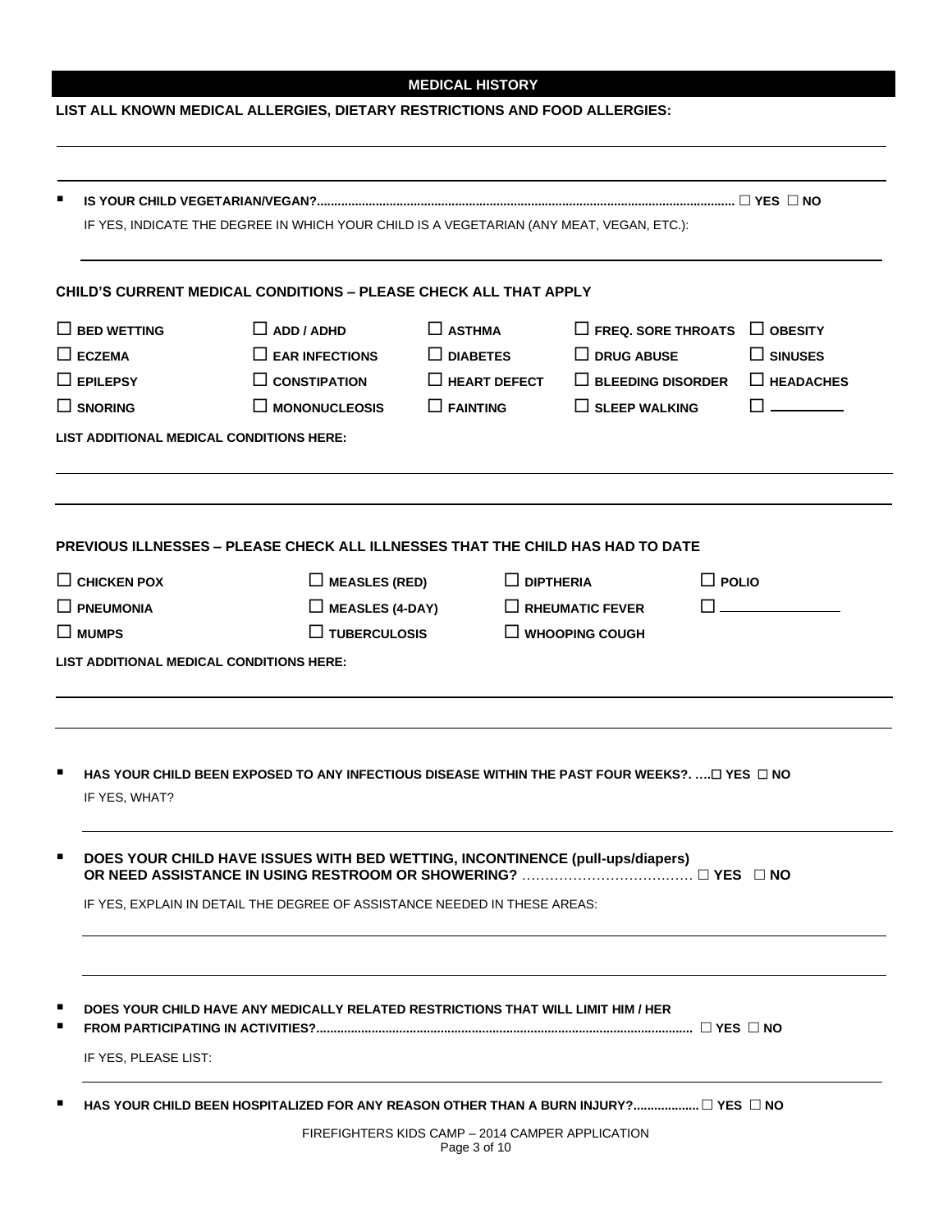## MEDICAL HISTORY

**LIST ALL KNOWN MEDICAL ALLERGIES, DIETARY RESTRICTIONS AND FOOD ALLERGIES:**

- **IS YOUR CHILD VEGETARIAN/VEGAN?........................................................................................................................ ☐ YES ☐ NO**

  IF YES, INDICATE THE DEGREE IN WHICH YOUR CHILD IS A VEGETARIAN (ANY MEAT, VEGAN, ETC.):

**CHILD'S CURRENT MEDICAL CONDITIONS – PLEASE CHECK ALL THAT APPLY**

| | | | | |
|---|---|---|---|---|
| ☐ BED WETTING | ☐ ADD / ADHD | ☐ ASTHMA | ☐ FREQ. SORE THROATS | ☐ OBESITY |
| ☐ ECZEMA | ☐ EAR INFECTIONS | ☐ DIABETES | ☐ DRUG ABUSE | ☐ SINUSES |
| ☐ EPILEPSY | ☐ CONSTIPATION | ☐ HEART DEFECT | ☐ BLEEDING DISORDER | ☐ HEADACHES |
| ☐ SNORING | ☐ MONONUCLEOSIS | ☐ FAINTING | ☐ SLEEP WALKING | ☐ ________ |

**LIST ADDITIONAL MEDICAL CONDITIONS HERE:**

**PREVIOUS ILLNESSES – PLEASE CHECK ALL ILLNESSES THAT THE CHILD HAS HAD TO DATE**

| | | | |
|---|---|---|---|
| ☐ CHICKEN POX | ☐ MEASLES (RED) | ☐ DIPTHERIA | ☐ POLIO |
| ☐ PNEUMONIA | ☐ MEASLES (4-DAY) | ☐ RHEUMATIC FEVER | ☐ ________ |
| ☐ MUMPS | ☐ TUBERCULOSIS | ☐ WHOOPING COUGH | |

**LIST ADDITIONAL MEDICAL CONDITIONS HERE:**

- **HAS YOUR CHILD BEEN EXPOSED TO ANY INFECTIOUS DISEASE WITHIN THE PAST FOUR WEEKS?. ….☐ YES ☐ NO**

  IF YES, WHAT?

- **DOES YOUR CHILD HAVE ISSUES WITH BED WETTING, INCONTINENCE (pull-ups/diapers) OR NEED ASSISTANCE IN USING RESTROOM OR SHOWERING?** ……………………………… **☐ YES ☐ NO**

  IF YES, EXPLAIN IN DETAIL THE DEGREE OF ASSISTANCE NEEDED IN THESE AREAS:

- **DOES YOUR CHILD HAVE ANY MEDICALLY RELATED RESTRICTIONS THAT WILL LIMIT HIM / HER**
- **FROM PARTICIPATING IN ACTIVITIES?.......................................................................................................... ☐ YES ☐ NO**

  IF YES, PLEASE LIST:

- **HAS YOUR CHILD BEEN HOSPITALIZED FOR ANY REASON OTHER THAN A BURN INJURY?.................. ☐ YES ☐ NO**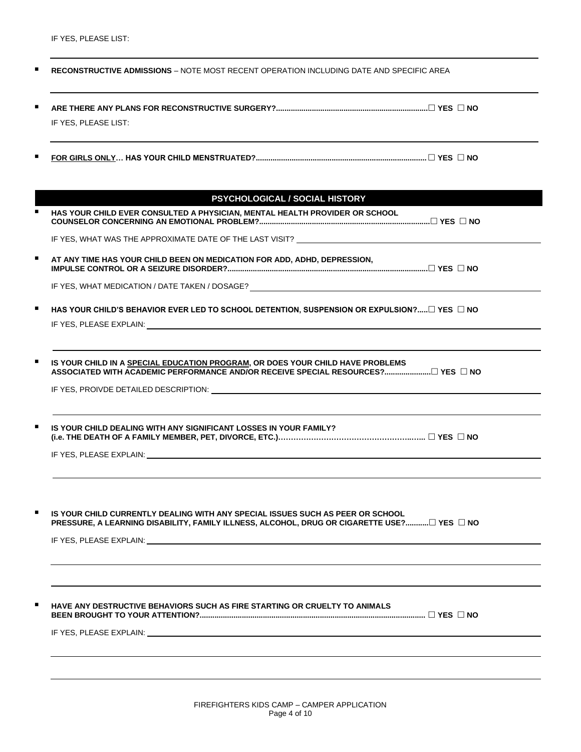IF YES, PLEASE LIST:

---

- **RECONSTRUCTIVE ADMISSIONS** – NOTE MOST RECENT OPERATION INCLUDING DATE AND SPECIFIC AREA

---

- **ARE THERE ANY PLANS FOR RECONSTRUCTIVE SURGERY?........................................................................** ☐ **YES** ☐ **NO**

  IF YES, PLEASE LIST:

---

- **FOR GIRLS ONLY… HAS YOUR CHILD MENSTRUATED?................................................................................** ☐ **YES** ☐ **NO**

## PSYCHOLOGICAL / SOCIAL HISTORY

- **HAS YOUR CHILD EVER CONSULTED A PHYSICIAN, MENTAL HEALTH PROVIDER OR SCHOOL COUNSELOR CONCERNING AN EMOTIONAL PROBLEM?................................................................................** ☐ **YES** ☐ **NO**

  IF YES, WHAT WAS THE APPROXIMATE DATE OF THE LAST VISIT? ______________________________

- **AT ANY TIME HAS YOUR CHILD BEEN ON MEDICATION FOR ADD, ADHD, DEPRESSION, IMPULSE CONTROL OR A SEIZURE DISORDER?..............................................................................................** ☐ **YES** ☐ **NO**

  IF YES, WHAT MEDICATION / DATE TAKEN / DOSAGE? ______________________________

- **HAS YOUR CHILD'S BEHAVIOR EVER LED TO SCHOOL DETENTION, SUSPENSION OR EXPULSION?.....** ☐ **YES** ☐ **NO**

  IF YES, PLEASE EXPLAIN: ______________________________

---

- **IS YOUR CHILD IN A SPECIAL EDUCATION PROGRAM, OR DOES YOUR CHILD HAVE PROBLEMS ASSOCIATED WITH ACADEMIC PERFORMANCE AND/OR RECEIVE SPECIAL RESOURCES?......................** ☐ **YES** ☐ **NO**

  IF YES, PROIVDE DETAILED DESCRIPTION: ______________________________

---

- **IS YOUR CHILD DEALING WITH ANY SIGNIFICANT LOSSES IN YOUR FAMILY? (i.e. THE DEATH OF A FAMILY MEMBER, PET, DIVORCE, ETC.)………………………………………………..…..** ☐ **YES** ☐ **NO**

  IF YES, PLEASE EXPLAIN: ______________________________

---

- **IS YOUR CHILD CURRENTLY DEALING WITH ANY SPECIAL ISSUES SUCH AS PEER OR SCHOOL PRESSURE, A LEARNING DISABILITY, FAMILY ILLNESS, ALCOHOL, DRUG OR CIGARETTE USE?...........** ☐ **YES** ☐ **NO**

  IF YES, PLEASE EXPLAIN: ______________________________

---

---

- **HAVE ANY DESTRUCTIVE BEHAVIORS SUCH AS FIRE STARTING OR CRUELTY TO ANIMALS BEEN BROUGHT TO YOUR ATTENTION?.........................................................................................................** ☐ **YES** ☐ **NO**

  IF YES, PLEASE EXPLAIN: ______________________________

---

---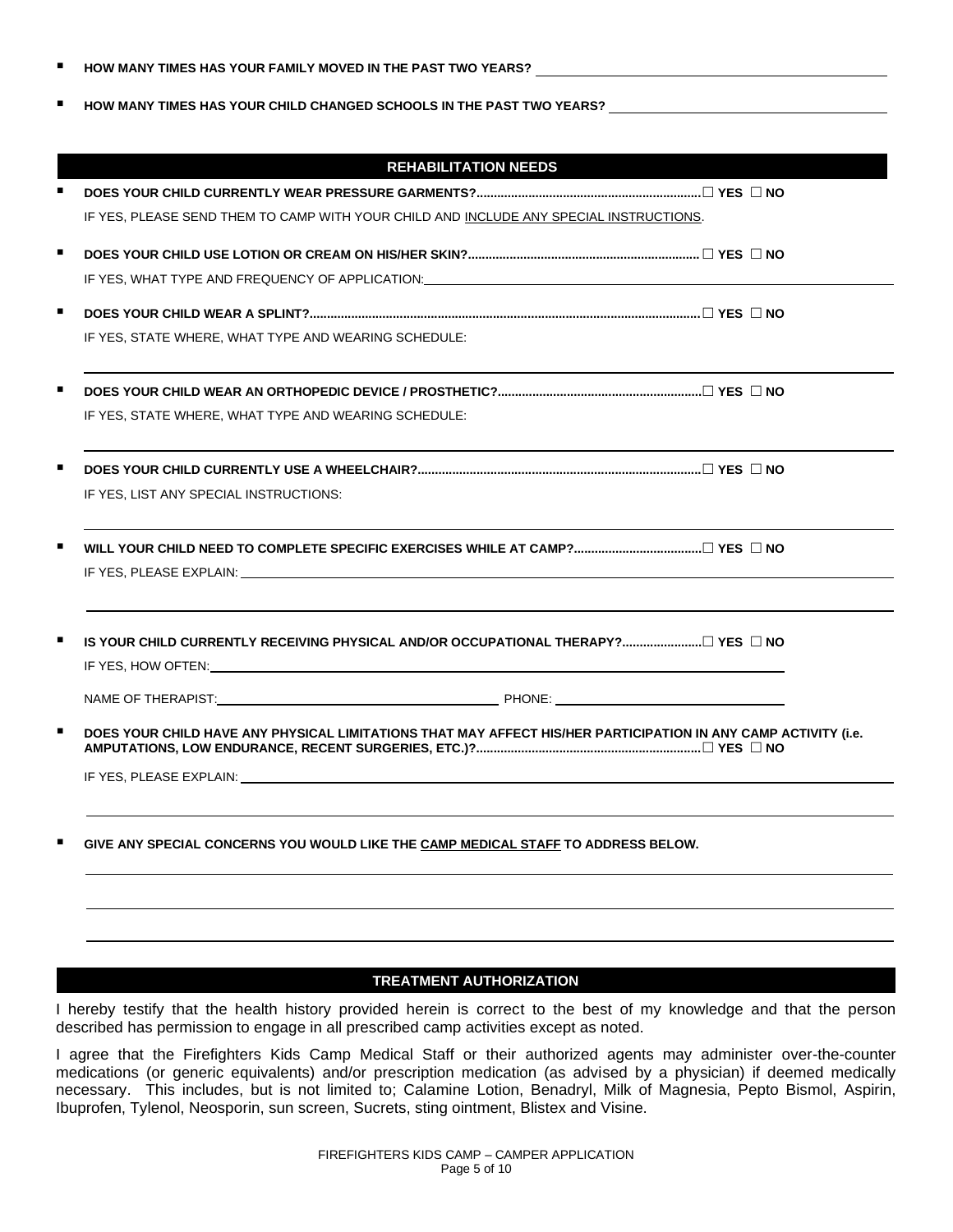- **HOW MANY TIMES HAS YOUR FAMILY MOVED IN THE PAST TWO YEARS?** ______________________

- **HOW MANY TIMES HAS YOUR CHILD CHANGED SCHOOLS IN THE PAST TWO YEARS?** ______________________

## REHABILITATION NEEDS

- **DOES YOUR CHILD CURRENTLY WEAR PRESSURE GARMENTS?....................** ☐ **YES** ☐ **NO**

  IF YES, PLEASE SEND THEM TO CAMP WITH YOUR CHILD AND <u>INCLUDE ANY SPECIAL INSTRUCTIONS</u>.

- **DOES YOUR CHILD USE LOTION OR CREAM ON HIS/HER SKIN?....................** ☐ **YES** ☐ **NO**

  IF YES, WHAT TYPE AND FREQUENCY OF APPLICATION: ______________________

- **DOES YOUR CHILD WEAR A SPLINT?....................** ☐ **YES** ☐ **NO**

  IF YES, STATE WHERE, WHAT TYPE AND WEARING SCHEDULE:

  ______________________

- **DOES YOUR CHILD WEAR AN ORTHOPEDIC DEVICE / PROSTHETIC?....................** ☐ **YES** ☐ **NO**

  IF YES, STATE WHERE, WHAT TYPE AND WEARING SCHEDULE:

  ______________________

- **DOES YOUR CHILD CURRENTLY USE A WHEELCHAIR?....................** ☐ **YES** ☐ **NO**

  IF YES, LIST ANY SPECIAL INSTRUCTIONS:

  ______________________

- **WILL YOUR CHILD NEED TO COMPLETE SPECIFIC EXERCISES WHILE AT CAMP?....................** ☐ **YES** ☐ **NO**

  IF YES, PLEASE EXPLAIN: ______________________

  ______________________

- **IS YOUR CHILD CURRENTLY RECEIVING PHYSICAL AND/OR OCCUPATIONAL THERAPY?....................** ☐ **YES** ☐ **NO**

  IF YES, HOW OFTEN: ______________________

  NAME OF THERAPIST: ______________________ PHONE: ______________________

- **DOES YOUR CHILD HAVE ANY PHYSICAL LIMITATIONS THAT MAY AFFECT HIS/HER PARTICIPATION IN ANY CAMP ACTIVITY (i.e. AMPUTATIONS, LOW ENDURANCE, RECENT SURGERIES, ETC.)?....................** ☐ **YES** ☐ **NO**

  IF YES, PLEASE EXPLAIN: ______________________

  ______________________

- **GIVE ANY SPECIAL CONCERNS YOU WOULD LIKE THE <u>CAMP MEDICAL STAFF</u> TO ADDRESS BELOW.**

  ______________________

  ______________________

  ______________________

## TREATMENT AUTHORIZATION

I hereby testify that the health history provided herein is correct to the best of my knowledge and that the person described has permission to engage in all prescribed camp activities except as noted.

I agree that the Firefighters Kids Camp Medical Staff or their authorized agents may administer over-the-counter medications (or generic equivalents) and/or prescription medication (as advised by a physician) if deemed medically necessary. This includes, but is not limited to; Calamine Lotion, Benadryl, Milk of Magnesia, Pepto Bismol, Aspirin, Ibuprofen, Tylenol, Neosporin, sun screen, Sucrets, sting ointment, Blistex and Visine.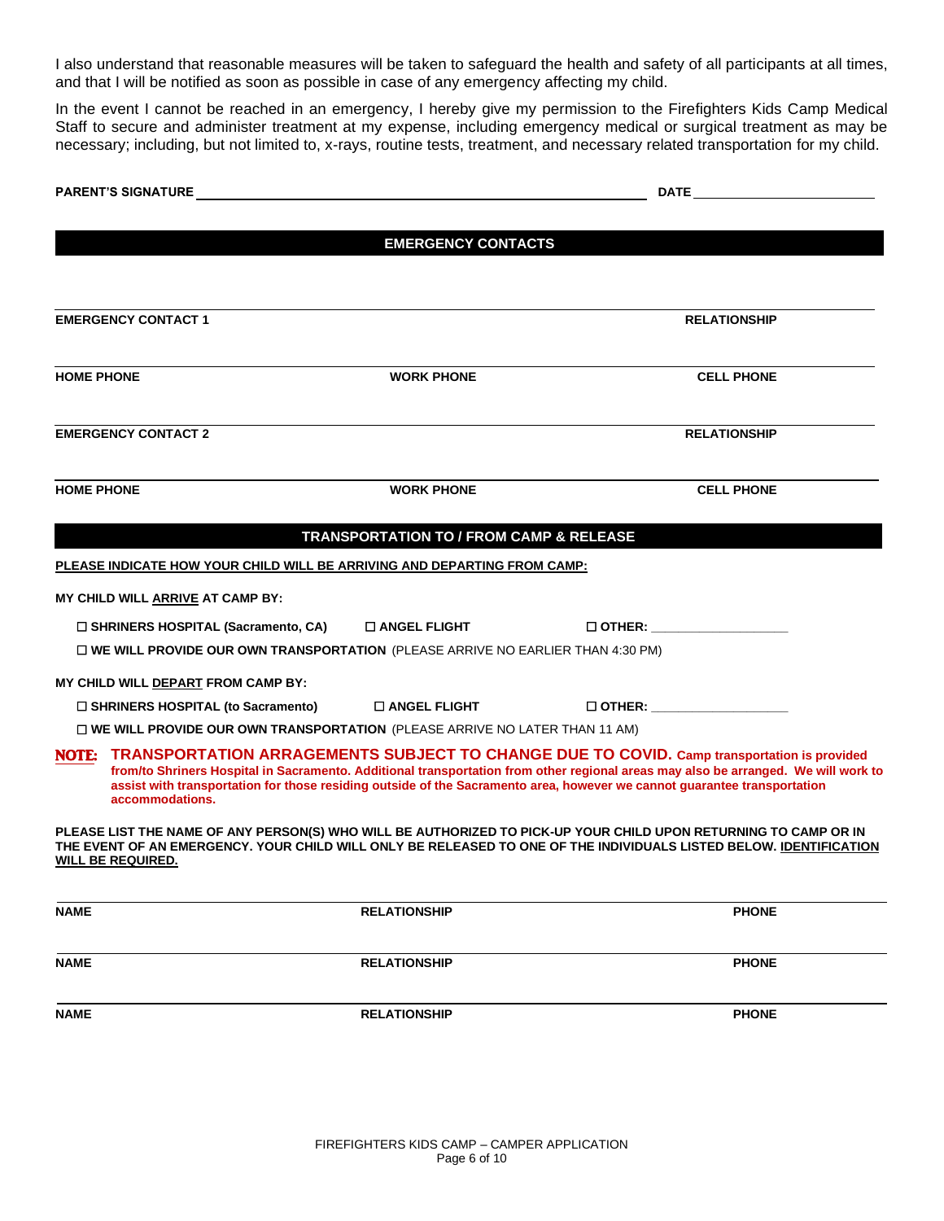I also understand that reasonable measures will be taken to safeguard the health and safety of all participants at all times, and that I will be notified as soon as possible in case of any emergency affecting my child.

In the event I cannot be reached in an emergency, I hereby give my permission to the Firefighters Kids Camp Medical Staff to secure and administer treatment at my expense, including emergency medical or surgical treatment as may be necessary; including, but not limited to, x-rays, routine tests, treatment, and necessary related transportation for my child.

**PARENT'S SIGNATURE** ______________________________ **DATE** ______________

## EMERGENCY CONTACTS

| **EMERGENCY CONTACT 1** | | **RELATIONSHIP** |
|---|---|---|
| **HOME PHONE** | **WORK PHONE** | **CELL PHONE** |
| **EMERGENCY CONTACT 2** | | **RELATIONSHIP** |
| **HOME PHONE** | **WORK PHONE** | **CELL PHONE** |

## TRANSPORTATION TO / FROM CAMP & RELEASE

**PLEASE INDICATE HOW YOUR CHILD WILL BE ARRIVING AND DEPARTING FROM CAMP:**

**MY CHILD WILL ARRIVE AT CAMP BY:**

☐ **SHRINERS HOSPITAL (Sacramento, CA)** ☐ **ANGEL FLIGHT** ☐ **OTHER:** ______________

☐ **WE WILL PROVIDE OUR OWN TRANSPORTATION** (PLEASE ARRIVE NO EARLIER THAN 4:30 PM)

**MY CHILD WILL DEPART FROM CAMP BY:**

☐ **SHRINERS HOSPITAL (to Sacramento)** ☐ **ANGEL FLIGHT** ☐ **OTHER:** ______________

☐ **WE WILL PROVIDE OUR OWN TRANSPORTATION** (PLEASE ARRIVE NO LATER THAN 11 AM)

**NOTE: TRANSPORTATION ARRAGEMENTS SUBJECT TO CHANGE DUE TO COVID. Camp transportation is provided from/to Shriners Hospital in Sacramento. Additional transportation from other regional areas may also be arranged. We will work to assist with transportation for those residing outside of the Sacramento area, however we cannot guarantee transportation accommodations.**

**PLEASE LIST THE NAME OF ANY PERSON(S) WHO WILL BE AUTHORIZED TO PICK-UP YOUR CHILD UPON RETURNING TO CAMP OR IN THE EVENT OF AN EMERGENCY. YOUR CHILD WILL ONLY BE RELEASED TO ONE OF THE INDIVIDUALS LISTED BELOW. IDENTIFICATION WILL BE REQUIRED.**

| **NAME** | **RELATIONSHIP** | **PHONE** |
|---|---|---|
| **NAME** | **RELATIONSHIP** | **PHONE** |
| **NAME** | **RELATIONSHIP** | **PHONE** |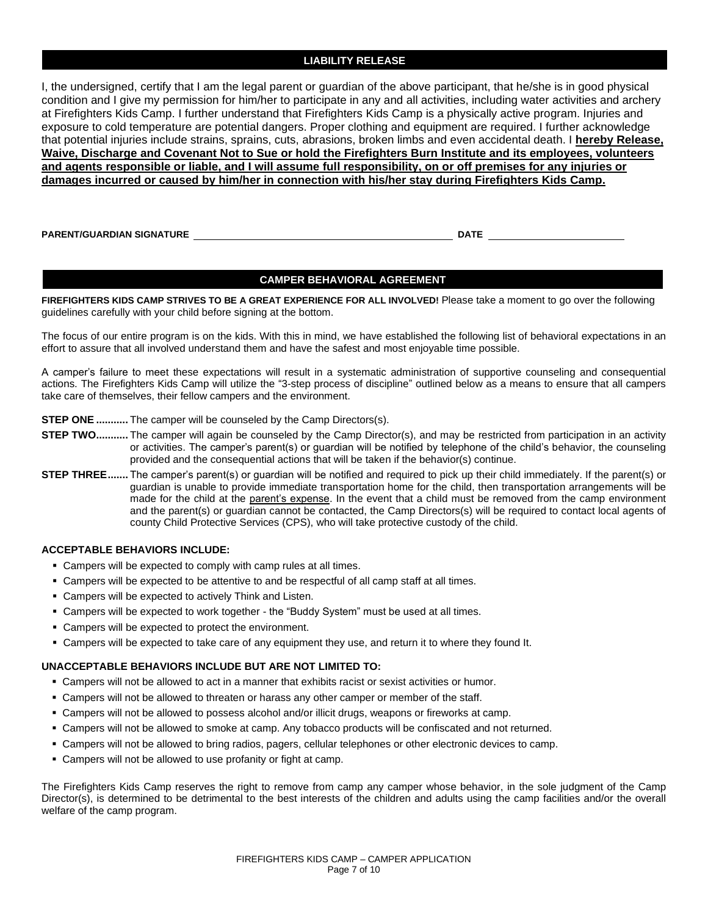## LIABILITY RELEASE

I, the undersigned, certify that I am the legal parent or guardian of the above participant, that he/she is in good physical condition and I give my permission for him/her to participate in any and all activities, including water activities and archery at Firefighters Kids Camp. I further understand that Firefighters Kids Camp is a physically active program. Injuries and exposure to cold temperature are potential dangers. Proper clothing and equipment are required. I further acknowledge that potential injuries include strains, sprains, cuts, abrasions, broken limbs and even accidental death. I **hereby Release, Waive, Discharge and Covenant Not to Sue or hold the Firefighters Burn Institute and its employees, volunteers and agents responsible or liable, and I will assume full responsibility, on or off premises for any injuries or damages incurred or caused by him/her in connection with his/her stay during Firefighters Kids Camp.**

**PARENT/GUARDIAN SIGNATURE** ______________________________ **DATE** ____________________

## CAMPER BEHAVIORAL AGREEMENT

**FIREFIGHTERS KIDS CAMP STRIVES TO BE A GREAT EXPERIENCE FOR ALL INVOLVED!** Please take a moment to go over the following guidelines carefully with your child before signing at the bottom.

The focus of our entire program is on the kids. With this in mind, we have established the following list of behavioral expectations in an effort to assure that all involved understand them and have the safest and most enjoyable time possible.

A camper's failure to meet these expectations will result in a systematic administration of supportive counseling and consequential actions. The Firefighters Kids Camp will utilize the "3-step process of discipline" outlined below as a means to ensure that all campers take care of themselves, their fellow campers and the environment.

**STEP ONE ..........** The camper will be counseled by the Camp Directors(s).

**STEP TWO..........** The camper will again be counseled by the Camp Director(s), and may be restricted from participation in an activity or activities. The camper's parent(s) or guardian will be notified by telephone of the child's behavior, the counseling provided and the consequential actions that will be taken if the behavior(s) continue.

**STEP THREE.......** The camper's parent(s) or guardian will be notified and required to pick up their child immediately. If the parent(s) or guardian is unable to provide immediate transportation home for the child, then transportation arrangements will be made for the child at the parent's expense. In the event that a child must be removed from the camp environment and the parent(s) or guardian cannot be contacted, the Camp Directors(s) will be required to contact local agents of county Child Protective Services (CPS), who will take protective custody of the child.

**ACCEPTABLE BEHAVIORS INCLUDE:**

- Campers will be expected to comply with camp rules at all times.
- Campers will be expected to be attentive to and be respectful of all camp staff at all times.
- Campers will be expected to actively Think and Listen.
- Campers will be expected to work together - the "Buddy System" must be used at all times.
- Campers will be expected to protect the environment.
- Campers will be expected to take care of any equipment they use, and return it to where they found It.

**UNACCEPTABLE BEHAVIORS INCLUDE BUT ARE NOT LIMITED TO:**

- Campers will not be allowed to act in a manner that exhibits racist or sexist activities or humor.
- Campers will not be allowed to threaten or harass any other camper or member of the staff.
- Campers will not be allowed to possess alcohol and/or illicit drugs, weapons or fireworks at camp.
- Campers will not be allowed to smoke at camp. Any tobacco products will be confiscated and not returned.
- Campers will not be allowed to bring radios, pagers, cellular telephones or other electronic devices to camp.
- Campers will not be allowed to use profanity or fight at camp.

The Firefighters Kids Camp reserves the right to remove from camp any camper whose behavior, in the sole judgment of the Camp Director(s), is determined to be detrimental to the best interests of the children and adults using the camp facilities and/or the overall welfare of the camp program.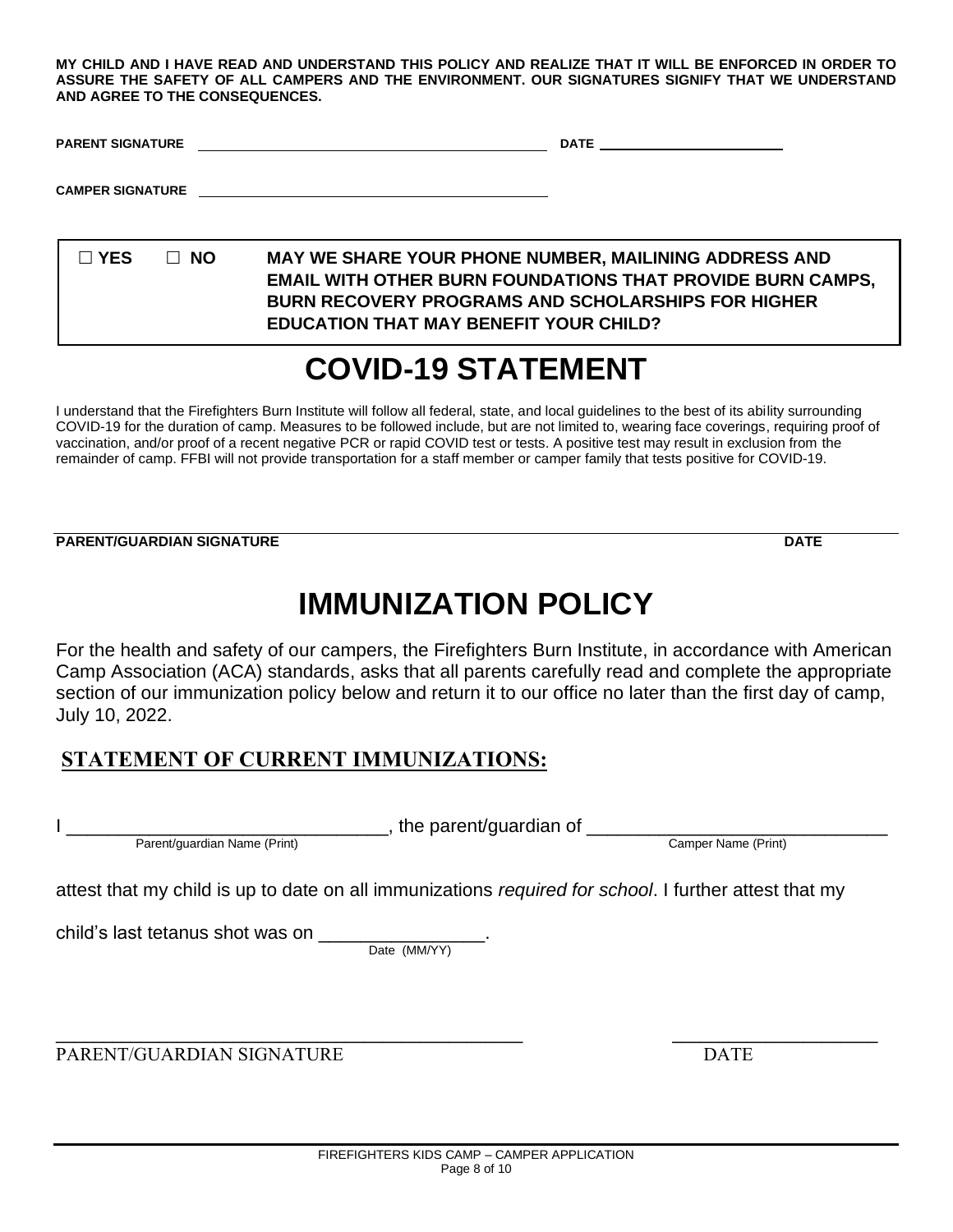**MY CHILD AND I HAVE READ AND UNDERSTAND THIS POLICY AND REALIZE THAT IT WILL BE ENFORCED IN ORDER TO ASSURE THE SAFETY OF ALL CAMPERS AND THE ENVIRONMENT. OUR SIGNATURES SIGNIFY THAT WE UNDERSTAND AND AGREE TO THE CONSEQUENCES.**

**PARENT SIGNATURE** ______________________________ **DATE** ____________________

**CAMPER SIGNATURE** ______________________________

☐ **YES** ☐ **NO** **MAY WE SHARE YOUR PHONE NUMBER, MAILINING ADDRESS AND EMAIL WITH OTHER BURN FOUNDATIONS THAT PROVIDE BURN CAMPS, BURN RECOVERY PROGRAMS AND SCHOLARSHIPS FOR HIGHER EDUCATION THAT MAY BENEFIT YOUR CHILD?**

# COVID-19 STATEMENT

I understand that the Firefighters Burn Institute will follow all federal, state, and local guidelines to the best of its ability surrounding COVID-19 for the duration of camp. Measures to be followed include, but are not limited to, wearing face coverings, requiring proof of vaccination, and/or proof of a recent negative PCR or rapid COVID test or tests. A positive test may result in exclusion from the remainder of camp. FFBI will not provide transportation for a staff member or camper family that tests positive for COVID-19.

______________________________________________________________________

**PARENT/GUARDIAN SIGNATURE** **DATE**

# IMMUNIZATION POLICY

For the health and safety of our campers, the Firefighters Burn Institute, in accordance with American Camp Association (ACA) standards, asks that all parents carefully read and complete the appropriate section of our immunization policy below and return it to our office no later than the first day of camp, July 10, 2022.

## STATEMENT OF CURRENT IMMUNIZATIONS:

I ______________________________, the parent/guardian of ______________________________
Parent/guardian Name (Print) Camper Name (Print)

attest that my child is up to date on all immunizations *required for school*. I further attest that my

child's last tetanus shot was on ________________.
Date (MM/YY)

______________________________________________ ____________________

PARENT/GUARDIAN SIGNATURE DATE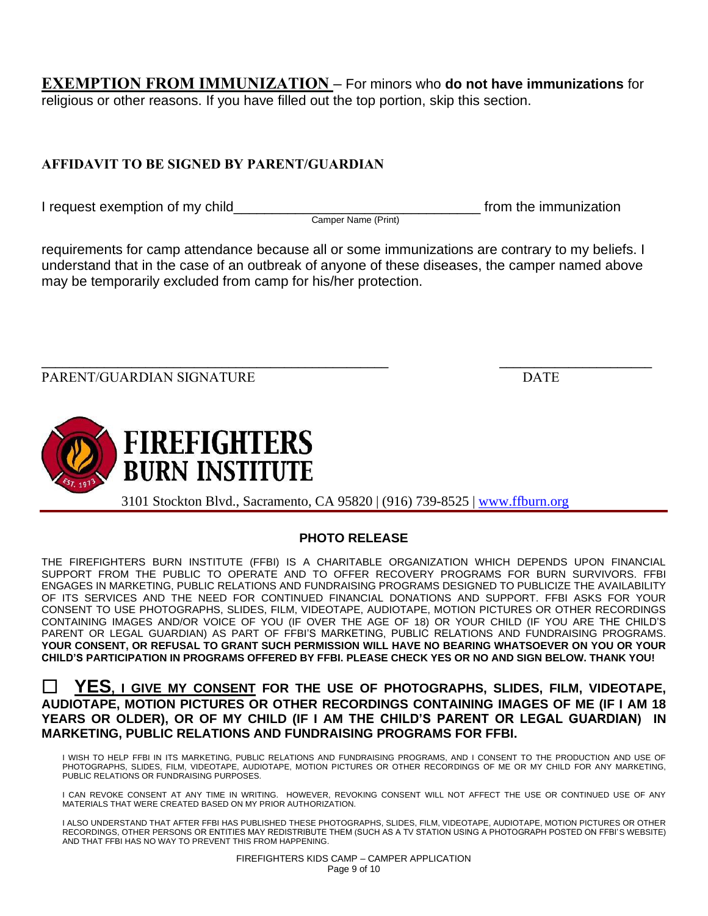**EXEMPTION FROM IMMUNIZATION** – For minors who **do not have immunizations** for religious or other reasons. If you have filled out the top portion, skip this section.

**AFFIDAVIT TO BE SIGNED BY PARENT/GUARDIAN**

I request exemption of my child________________________________ from the immunization
Camper Name (Print)

requirements for camp attendance because all or some immunizations are contrary to my beliefs. I understand that in the case of an outbreak of anyone of these diseases, the camper named above may be temporarily excluded from camp for his/her protection.

_______________________________________________ ____________________

PARENT/GUARDIAN SIGNATURE DATE

**FIREFIGHTERS BURN INSTITUTE**

3101 Stockton Blvd., Sacramento, CA 95820 | (916) 739-8525 | www.ffburn.org

## PHOTO RELEASE

THE FIREFIGHTERS BURN INSTITUTE (FFBI) IS A CHARITABLE ORGANIZATION WHICH DEPENDS UPON FINANCIAL SUPPORT FROM THE PUBLIC TO OPERATE AND TO OFFER RECOVERY PROGRAMS FOR BURN SURVIVORS. FFBI ENGAGES IN MARKETING, PUBLIC RELATIONS AND FUNDRAISING PROGRAMS DESIGNED TO PUBLICIZE THE AVAILABILITY OF ITS SERVICES AND THE NEED FOR CONTINUED FINANCIAL DONATIONS AND SUPPORT. FFBI ASKS FOR YOUR CONSENT TO USE PHOTOGRAPHS, SLIDES, FILM, VIDEOTAPE, AUDIOTAPE, MOTION PICTURES OR OTHER RECORDINGS CONTAINING IMAGES AND/OR VOICE OF YOU (IF OVER THE AGE OF 18) OR YOUR CHILD (IF YOU ARE THE CHILD'S PARENT OR LEGAL GUARDIAN) AS PART OF FFBI'S MARKETING, PUBLIC RELATIONS AND FUNDRAISING PROGRAMS. **YOUR CONSENT, OR REFUSAL TO GRANT SUCH PERMISSION WILL HAVE NO BEARING WHATSOEVER ON YOU OR YOUR CHILD'S PARTICIPATION IN PROGRAMS OFFERED BY FFBI. PLEASE CHECK YES OR NO AND SIGN BELOW. THANK YOU!**

☐ **YES, I GIVE MY CONSENT FOR THE USE OF PHOTOGRAPHS, SLIDES, FILM, VIDEOTAPE, AUDIOTAPE, MOTION PICTURES OR OTHER RECORDINGS CONTAINING IMAGES OF ME (IF I AM 18 YEARS OR OLDER), OR OF MY CHILD (IF I AM THE CHILD'S PARENT OR LEGAL GUARDIAN) IN MARKETING, PUBLIC RELATIONS AND FUNDRAISING PROGRAMS FOR FFBI.**

I WISH TO HELP FFBI IN ITS MARKETING, PUBLIC RELATIONS AND FUNDRAISING PROGRAMS, AND I CONSENT TO THE PRODUCTION AND USE OF PHOTOGRAPHS, SLIDES, FILM, VIDEOTAPE, AUDIOTAPE, MOTION PICTURES OR OTHER RECORDINGS OF ME OR MY CHILD FOR ANY MARKETING, PUBLIC RELATIONS OR FUNDRAISING PURPOSES.

I CAN REVOKE CONSENT AT ANY TIME IN WRITING. HOWEVER, REVOKING CONSENT WILL NOT AFFECT THE USE OR CONTINUED USE OF ANY MATERIALS THAT WERE CREATED BASED ON MY PRIOR AUTHORIZATION.

I ALSO UNDERSTAND THAT AFTER FFBI HAS PUBLISHED THESE PHOTOGRAPHS, SLIDES, FILM, VIDEOTAPE, AUDIOTAPE, MOTION PICTURES OR OTHER RECORDINGS, OTHER PERSONS OR ENTITIES MAY REDISTRIBUTE THEM (SUCH AS A TV STATION USING A PHOTOGRAPH POSTED ON FFBI'S WEBSITE) AND THAT FFBI HAS NO WAY TO PREVENT THIS FROM HAPPENING.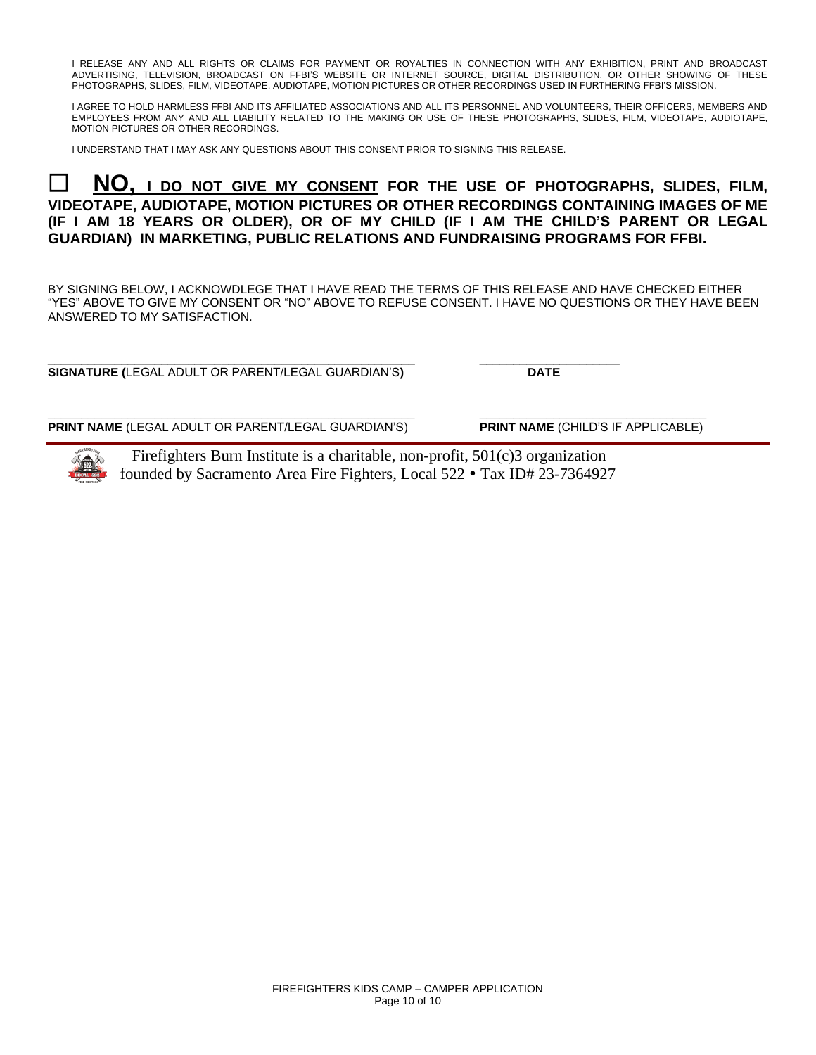I RELEASE ANY AND ALL RIGHTS OR CLAIMS FOR PAYMENT OR ROYALTIES IN CONNECTION WITH ANY EXHIBITION, PRINT AND BROADCAST ADVERTISING, TELEVISION, BROADCAST ON FFBI'S WEBSITE OR INTERNET SOURCE, DIGITAL DISTRIBUTION, OR OTHER SHOWING OF THESE PHOTOGRAPHS, SLIDES, FILM, VIDEOTAPE, AUDIOTAPE, MOTION PICTURES OR OTHER RECORDINGS USED IN FURTHERING FFBI'S MISSION.

I AGREE TO HOLD HARMLESS FFBI AND ITS AFFILIATED ASSOCIATIONS AND ALL ITS PERSONNEL AND VOLUNTEERS, THEIR OFFICERS, MEMBERS AND EMPLOYEES FROM ANY AND ALL LIABILITY RELATED TO THE MAKING OR USE OF THESE PHOTOGRAPHS, SLIDES, FILM, VIDEOTAPE, AUDIOTAPE, MOTION PICTURES OR OTHER RECORDINGS.

I UNDERSTAND THAT I MAY ASK ANY QUESTIONS ABOUT THIS CONSENT PRIOR TO SIGNING THIS RELEASE.

☐ **NO, I DO NOT GIVE MY CONSENT FOR THE USE OF PHOTOGRAPHS, SLIDES, FILM, VIDEOTAPE, AUDIOTAPE, MOTION PICTURES OR OTHER RECORDINGS CONTAINING IMAGES OF ME (IF I AM 18 YEARS OR OLDER), OR OF MY CHILD (IF I AM THE CHILD'S PARENT OR LEGAL GUARDIAN) IN MARKETING, PUBLIC RELATIONS AND FUNDRAISING PROGRAMS FOR FFBI.**

BY SIGNING BELOW, I ACKNOWDLEGE THAT I HAVE READ THE TERMS OF THIS RELEASE AND HAVE CHECKED EITHER "YES" ABOVE TO GIVE MY CONSENT OR "NO" ABOVE TO REFUSE CONSENT. I HAVE NO QUESTIONS OR THEY HAVE BEEN ANSWERED TO MY SATISFACTION.

______________________________________________________ ____________________

**SIGNATURE (**LEGAL ADULT OR PARENT/LEGAL GUARDIAN'S**)** **DATE**

______________________________________________________ ________________________________

**PRINT NAME** (LEGAL ADULT OR PARENT/LEGAL GUARDIAN'S) **PRINT NAME** (CHILD'S IF APPLICABLE)

Firefighters Burn Institute is a charitable, non-profit, 501(c)3 organization founded by Sacramento Area Fire Fighters, Local 522 • Tax ID# 23-7364927

FIREFIGHTERS KIDS CAMP – CAMPER APPLICATION